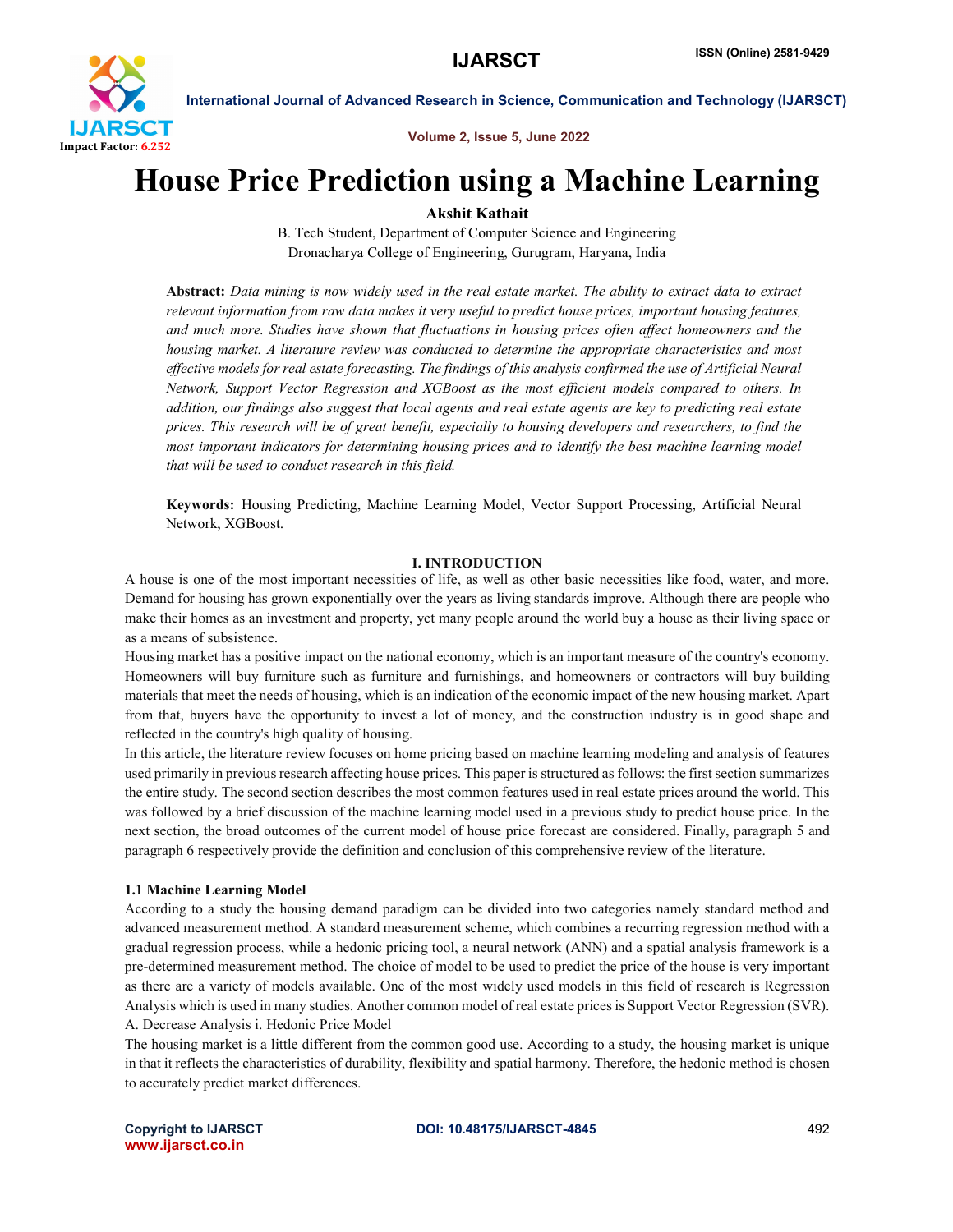# House Price Prediction using a Machine Learning

**Akshit Kathait**

B. Tech Student, Department of Computer Science and Engineering
Dronacharya College of Engineering, Gurugram, Haryana, India

**Abstract:** *Data mining is now widely used in the real estate market. The ability to extract data to extract relevant information from raw data makes it very useful to predict house prices, important housing features, and much more. Studies have shown that fluctuations in housing prices often affect homeowners and the housing market. A literature review was conducted to determine the appropriate characteristics and most effective models for real estate forecasting. The findings of this analysis confirmed the use of Artificial Neural Network, Support Vector Regression and XGBoost as the most efficient models compared to others. In addition, our findings also suggest that local agents and real estate agents are key to predicting real estate prices. This research will be of great benefit, especially to housing developers and researchers, to find the most important indicators for determining housing prices and to identify the best machine learning model that will be used to conduct research in this field.*

**Keywords:** Housing Predicting, Machine Learning Model, Vector Support Processing, Artificial Neural Network, XGBoost.

## I. INTRODUCTION

A house is one of the most important necessities of life, as well as other basic necessities like food, water, and more. Demand for housing has grown exponentially over the years as living standards improve. Although there are people who make their homes as an investment and property, yet many people around the world buy a house as their living space or as a means of subsistence.

Housing market has a positive impact on the national economy, which is an important measure of the country's economy. Homeowners will buy furniture such as furniture and furnishings, and homeowners or contractors will buy building materials that meet the needs of housing, which is an indication of the economic impact of the new housing market. Apart from that, buyers have the opportunity to invest a lot of money, and the construction industry is in good shape and reflected in the country's high quality of housing.

In this article, the literature review focuses on home pricing based on machine learning modeling and analysis of features used primarily in previous research affecting house prices. This paper is structured as follows: the first section summarizes the entire study. The second section describes the most common features used in real estate prices around the world. This was followed by a brief discussion of the machine learning model used in a previous study to predict house price. In the next section, the broad outcomes of the current model of house price forecast are considered. Finally, paragraph 5 and paragraph 6 respectively provide the definition and conclusion of this comprehensive review of the literature.

### 1.1 Machine Learning Model

According to a study the housing demand paradigm can be divided into two categories namely standard method and advanced measurement method. A standard measurement scheme, which combines a recurring regression method with a gradual regression process, while a hedonic pricing tool, a neural network (ANN) and a spatial analysis framework is a pre-determined measurement method. The choice of model to be used to predict the price of the house is very important as there are a variety of models available. One of the most widely used models in this field of research is Regression Analysis which is used in many studies. Another common model of real estate prices is Support Vector Regression (SVR).

A. Decrease Analysis i. Hedonic Price Model

The housing market is a little different from the common good use. According to a study, the housing market is unique in that it reflects the characteristics of durability, flexibility and spatial harmony. Therefore, the hedonic method is chosen to accurately predict market differences.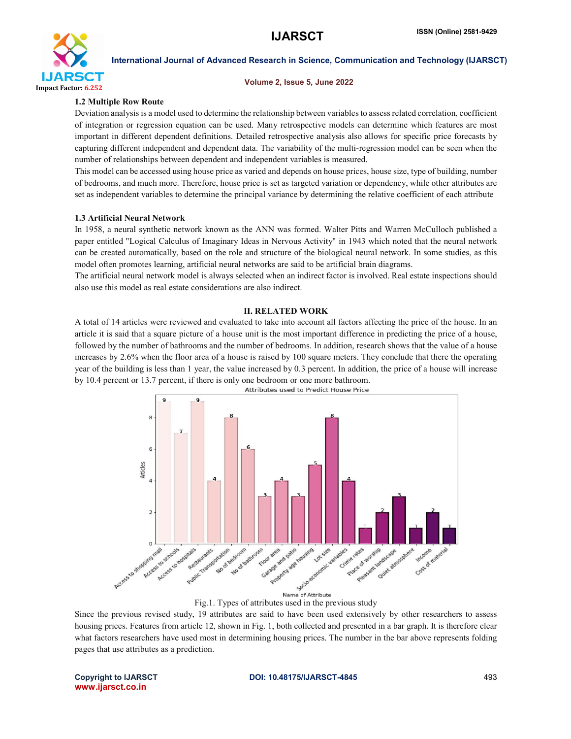### 1.2 Multiple Row Route

Deviation analysis is a model used to determine the relationship between variables to assess related correlation, coefficient of integration or regression equation can be used. Many retrospective models can determine which features are most important in different dependent definitions. Detailed retrospective analysis also allows for specific price forecasts by capturing different independent and dependent data. The variability of the multi-regression model can be seen when the number of relationships between dependent and independent variables is measured.

This model can be accessed using house price as varied and depends on house prices, house size, type of building, number of bedrooms, and much more. Therefore, house price is set as targeted variation or dependency, while other attributes are set as independent variables to determine the principal variance by determining the relative coefficient of each attribute

### 1.3 Artificial Neural Network

In 1958, a neural synthetic network known as the ANN was formed. Walter Pitts and Warren McCulloch published a paper entitled "Logical Calculus of Imaginary Ideas in Nervous Activity" in 1943 which noted that the neural network can be created automatically, based on the role and structure of the biological neural network. In some studies, as this model often promotes learning, artificial neural networks are said to be artificial brain diagrams.

The artificial neural network model is always selected when an indirect factor is involved. Real estate inspections should also use this model as real estate considerations are also indirect.

## II. RELATED WORK

A total of 14 articles were reviewed and evaluated to take into account all factors affecting the price of the house. In an article it is said that a square picture of a house unit is the most important difference in predicting the price of a house, followed by the number of bathrooms and the number of bedrooms. In addition, research shows that the value of a house increases by 2.6% when the floor area of a house is raised by 100 square meters. They conclude that there the operating year of the building is less than 1 year, the value increased by 0.3 percent. In addition, the price of a house will increase by 10.4 percent or 13.7 percent, if there is only one bedroom or one more bathroom.

Fig.1. Types of attributes used in the previous study

Since the previous revised study, 19 attributes are said to have been used extensively by other researchers to assess housing prices. Features from article 12, shown in Fig. 1, both collected and presented in a bar graph. It is therefore clear what factors researchers have used most in determining housing prices. The number in the bar above represents folding pages that use attributes as a prediction.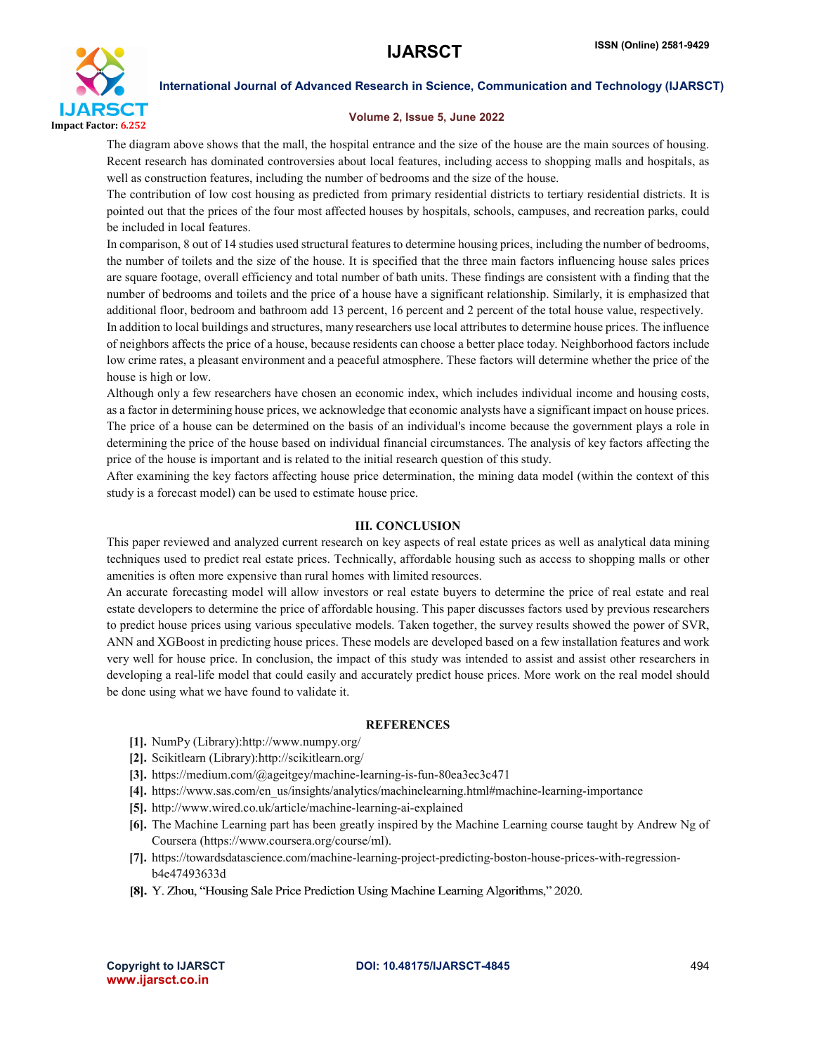The diagram above shows that the mall, the hospital entrance and the size of the house are the main sources of housing. Recent research has dominated controversies about local features, including access to shopping malls and hospitals, as well as construction features, including the number of bedrooms and the size of the house.

The contribution of low cost housing as predicted from primary residential districts to tertiary residential districts. It is pointed out that the prices of the four most affected houses by hospitals, schools, campuses, and recreation parks, could be included in local features.

In comparison, 8 out of 14 studies used structural features to determine housing prices, including the number of bedrooms, the number of toilets and the size of the house. It is specified that the three main factors influencing house sales prices are square footage, overall efficiency and total number of bath units. These findings are consistent with a finding that the number of bedrooms and toilets and the price of a house have a significant relationship. Similarly, it is emphasized that additional floor, bedroom and bathroom add 13 percent, 16 percent and 2 percent of the total house value, respectively.

In addition to local buildings and structures, many researchers use local attributes to determine house prices. The influence of neighbors affects the price of a house, because residents can choose a better place today. Neighborhood factors include low crime rates, a pleasant environment and a peaceful atmosphere. These factors will determine whether the price of the house is high or low.

Although only a few researchers have chosen an economic index, which includes individual income and housing costs, as a factor in determining house prices, we acknowledge that economic analysts have a significant impact on house prices. The price of a house can be determined on the basis of an individual's income because the government plays a role in determining the price of the house based on individual financial circumstances. The analysis of key factors affecting the price of the house is important and is related to the initial research question of this study.

After examining the key factors affecting house price determination, the mining data model (within the context of this study is a forecast model) can be used to estimate house price.

## III. CONCLUSION

This paper reviewed and analyzed current research on key aspects of real estate prices as well as analytical data mining techniques used to predict real estate prices. Technically, affordable housing such as access to shopping malls or other amenities is often more expensive than rural homes with limited resources.

An accurate forecasting model will allow investors or real estate buyers to determine the price of real estate and real estate developers to determine the price of affordable housing. This paper discusses factors used by previous researchers to predict house prices using various speculative models. Taken together, the survey results showed the power of SVR, ANN and XGBoost in predicting house prices. These models are developed based on a few installation features and work very well for house price. In conclusion, the impact of this study was intended to assist and assist other researchers in developing a real-life model that could easily and accurately predict house prices. More work on the real model should be done using what we have found to validate it.

## REFERENCES

- **[1].** NumPy (Library):http://www.numpy.org/
- **[2].** Scikitlearn (Library):http://scikitlearn.org/
- **[3].** https://medium.com/@ageitgey/machine-learning-is-fun-80ea3ec3c471
- **[4].** https://www.sas.com/en_us/insights/analytics/machinelearning.html#machine-learning-importance
- **[5].** http://www.wired.co.uk/article/machine-learning-ai-explained
- **[6].** The Machine Learning part has been greatly inspired by the Machine Learning course taught by Andrew Ng of Coursera (https://www.coursera.org/course/ml).
- **[7].** https://towardsdatascience.com/machine-learning-project-predicting-boston-house-prices-with-regression-b4e47493633d
- **[8].** Y. Zhou, "Housing Sale Price Prediction Using Machine Learning Algorithms," 2020.